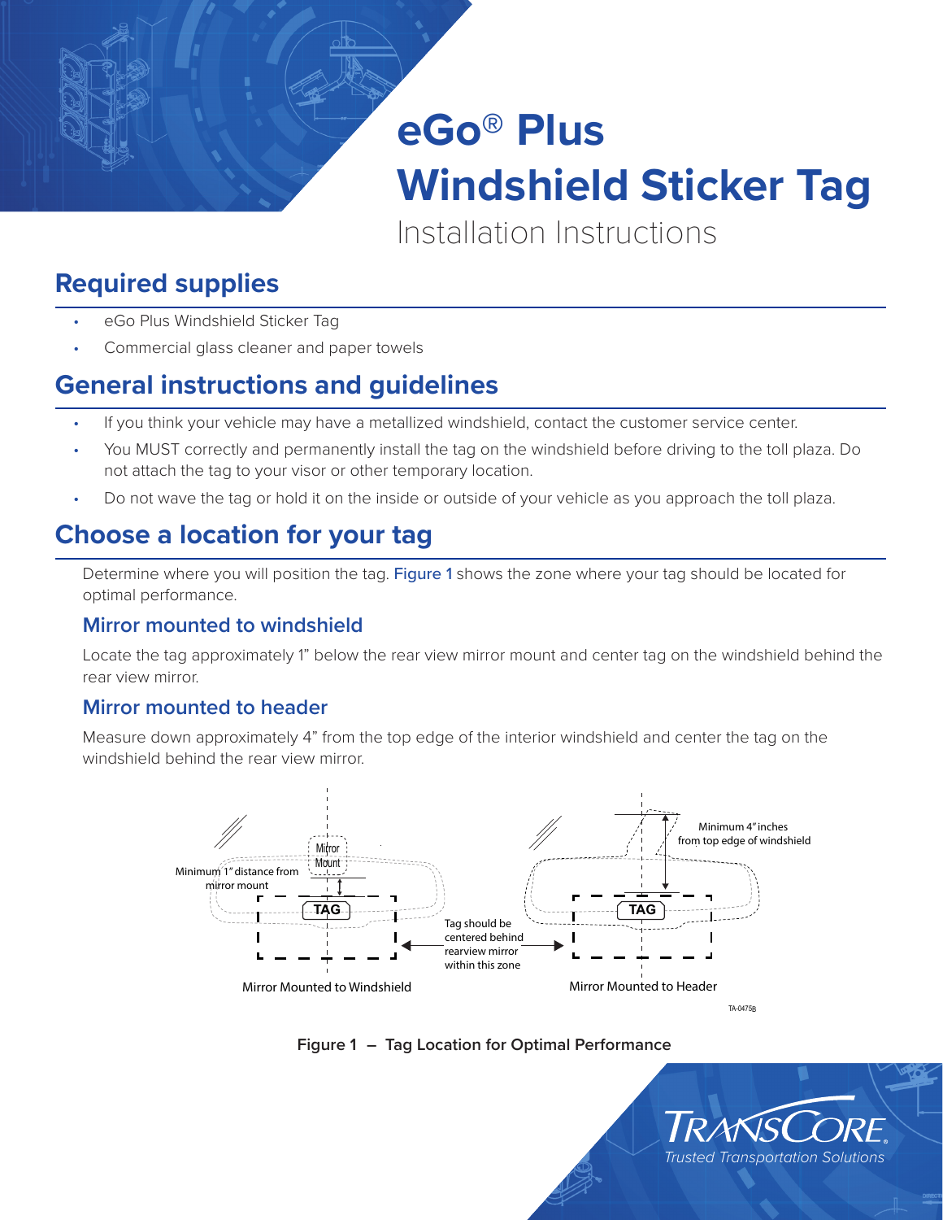# eGo® Plus Windshield Sticker Tag

Installation Instructions

## Required supplies

- eGo Plus Windshield Sticker Tag
- Commercial glass cleaner and paper towels

## General instructions and guidelines

- If you think your vehicle may have a metallized windshield, contact the customer service center.
- You MUST correctly and permanently install the tag on the windshield before driving to the toll plaza. Do not attach the tag to your visor or other temporary location.
- Do not wave the tag or hold it on the inside or outside of your vehicle as you approach the toll plaza.

## Choose a location for your tag

Determine where you will position the tag. Figure 1 shows the zone where your tag should be located for optimal performance.

### Mirror mounted to windshield

Locate the tag approximately 1" below the rear view mirror mount and center tag on the windshield behind the rear view mirror.

### Mirror mounted to header

Measure down approximately 4" from the top edge of the interior windshield and center the tag on the windshield behind the rear view mirror.

Figure 1 – Tag Location for Optimal Performance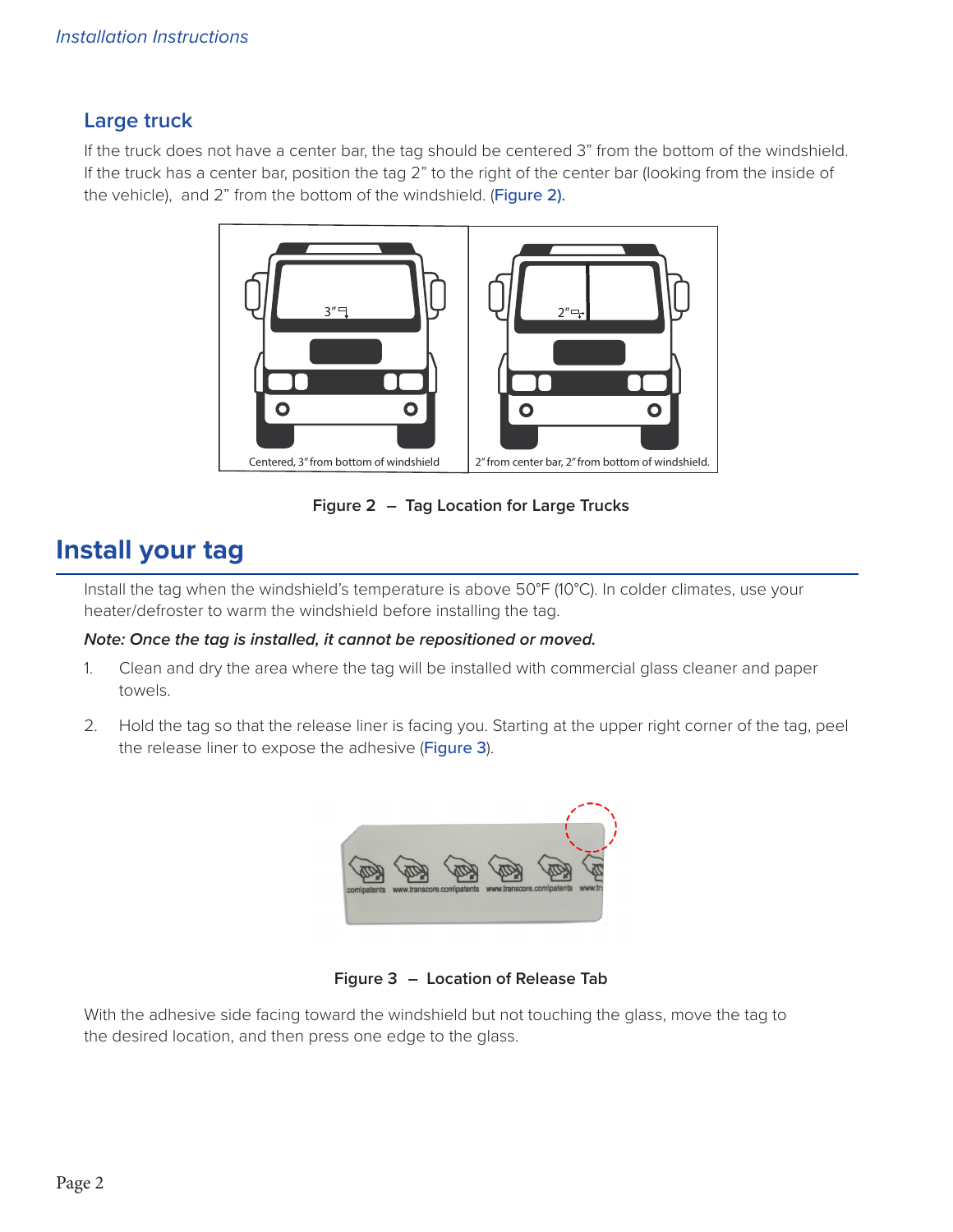## Large truck

If the truck does not have a center bar, the tag should be centered 3" from the bottom of the windshield. If the truck has a center bar, position the tag 2" to the right of the center bar (looking from the inside of the vehicle), and 2" from the bottom of the windshield. (Figure 2).

Centered, 3" from bottom of windshield

2" from center bar, 2" from bottom of windshield.

**Figure 2 – Tag Location for Large Trucks**

# Install your tag

Install the tag when the windshield's temperature is above 50°F (10°C). In colder climates, use your heater/defroster to warm the windshield before installing the tag.

***Note: Once the tag is installed, it cannot be repositioned or moved.***

1. Clean and dry the area where the tag will be installed with commercial glass cleaner and paper towels.

2. Hold the tag so that the release liner is facing you. Starting at the upper right corner of the tag, peel the release liner to expose the adhesive (Figure 3).

**Figure 3 – Location of Release Tab**

With the adhesive side facing toward the windshield but not touching the glass, move the tag to the desired location, and then press one edge to the glass.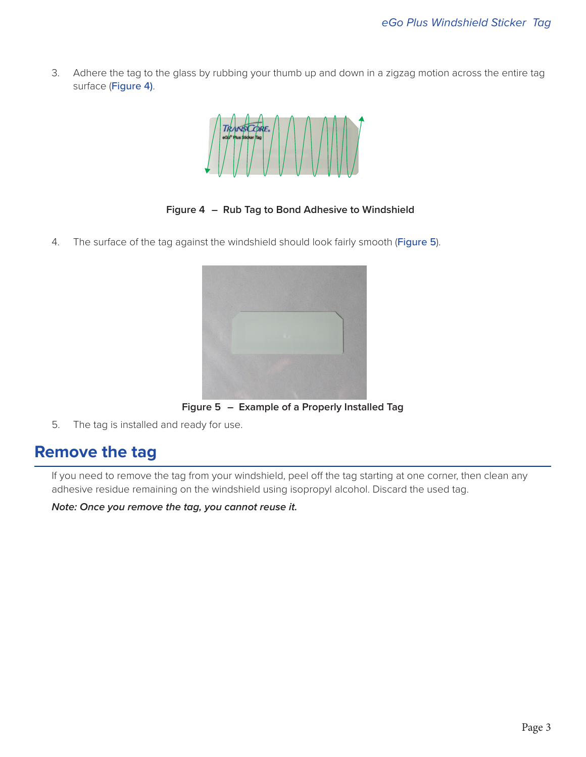3. Adhere the tag to the glass by rubbing your thumb up and down in a zigzag motion across the entire tag surface (Figure 4).

Figure 4 – Rub Tag to Bond Adhesive to Windshield

4. The surface of the tag against the windshield should look fairly smooth (Figure 5).

Figure 5 – Example of a Properly Installed Tag

5. The tag is installed and ready for use.

## Remove the tag

If you need to remove the tag from your windshield, peel off the tag starting at one corner, then clean any adhesive residue remaining on the windshield using isopropyl alcohol. Discard the used tag.

***Note: Once you remove the tag, you cannot reuse it.***